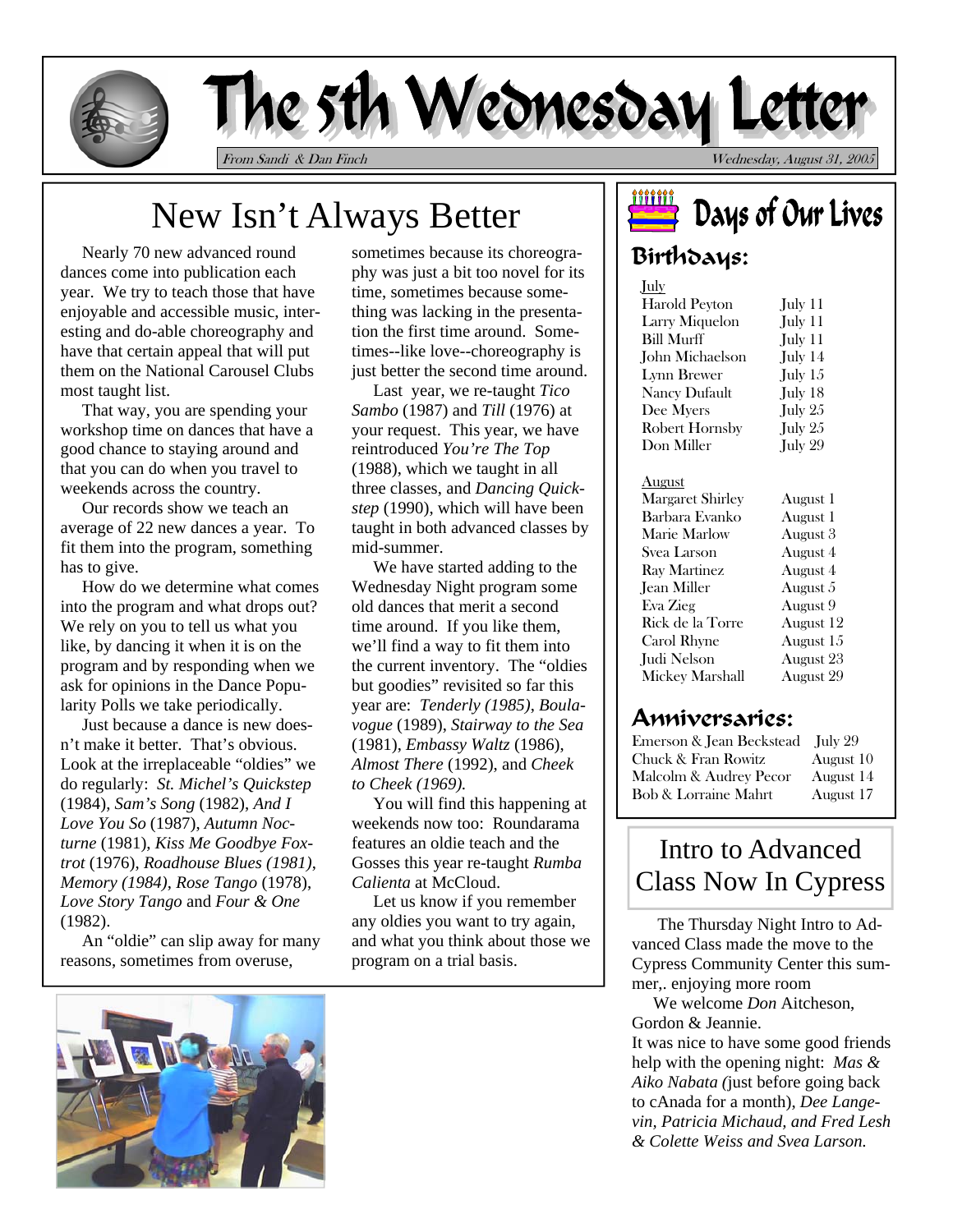# The 5th Wednesday Letter

From Sandi & Dan Finch

Wednesday, August 31, 2005

## New Isn't Always Better

Nearly 70 new advanced round dances come into publication each year. We try to teach those that have enjoyable and accessible music, interesting and do-able choreography and have that certain appeal that will put them on the National Carousel Clubs most taught list.

That way, you are spending your workshop time on dances that have a good chance to staying around and that you can do when you travel to weekends across the country.

Our records show we teach an average of 22 new dances a year. To fit them into the program, something has to give.

How do we determine what comes into the program and what drops out? We rely on you to tell us what you like, by dancing it when it is on the program and by responding when we ask for opinions in the Dance Popularity Polls we take periodically.

Just because a dance is new doesn't make it better. That's obvious. Look at the irreplaceable "oldies" we do regularly: *St. Michel's Quickstep* (1984), *Sam's Song* (1982), *And I Love You So* (1987), *Autumn Nocturne* (1981), *Kiss Me Goodbye Foxtrot* (1976), *Roadhouse Blues (1981), Memory (1984), Rose Tango* (1978), *Love Story Tango* and *Four & One* (1982).

An "oldie" can slip away for many reasons, sometimes from overuse, sometimes because its choreography was just a bit too novel for its time, sometimes because something was lacking in the presentation the first time around. Sometimes--like love--choreography is just better the second time around.

Last year, we re-taught *Tico Sambo* (1987) and *Till* (1976) at your request. This year, we have reintroduced *You're The Top* (1988), which we taught in all three classes, and *Dancing Quickstep* (1990), which will have been taught in both advanced classes by mid-summer.

We have started adding to the Wednesday Night program some old dances that merit a second time around. If you like them, we'll find a way to fit them into the current inventory. The "oldies but goodies" revisited so far this year are: *Tenderly (1985)*, *Boulavogue* (1989), *Stairway to the Sea* (1981), *Embassy Waltz* (1986), *Almost There* (1992), and *Cheek to Cheek (1969).*

You will find this happening at weekends now too: Roundarama features an oldie teach and the Gosses this year re-taught *Rumba Calienta* at McCloud.

Let us know if you remember any oldies you want to try again, and what you think about those we program on a trial basis.

## Days of Our Lives

### Birthdays:

July

| | |
|---|---|
| Harold Peyton | July 11 |
| Larry Miquelon | July 11 |
| Bill Murff | July 11 |
| John Michaelson | July 14 |
| Lynn Brewer | July 15 |
| Nancy Dufault | July 18 |
| Dee Myers | July 25 |
| Robert Hornsby | July 25 |
| Don Miller | July 29 |

August

| | |
|---|---|
| Margaret Shirley | August 1 |
| Barbara Evanko | August 1 |
| Marie Marlow | August 3 |
| Svea Larson | August 4 |
| Ray Martinez | August 4 |
| Jean Miller | August 5 |
| Eva Zieg | August 9 |
| Rick de la Torre | August 12 |
| Carol Rhyne | August 15 |
| Judi Nelson | August 23 |
| Mickey Marshall | August 29 |

### Anniversaries:

| | |
|---|---|
| Emerson & Jean Beckstead | July 29 |
| Chuck & Fran Rowitz | August 10 |
| Malcolm & Audrey Pecor | August 14 |
| Bob & Lorraine Mahrt | August 17 |

## Intro to Advanced Class Now In Cypress

The Thursday Night Intro to Advanced Class made the move to the Cypress Community Center this summer,. enjoying more room

We welcome *Don* Aitcheson, Gordon & Jeannie.

It was nice to have some good friends help with the opening night: *Mas & Aiko Nabata (*just before going back to cAnada for a month), *Dee Langevin, Patricia Michaud, and Fred Lesh & Colette Weiss and Svea Larson.*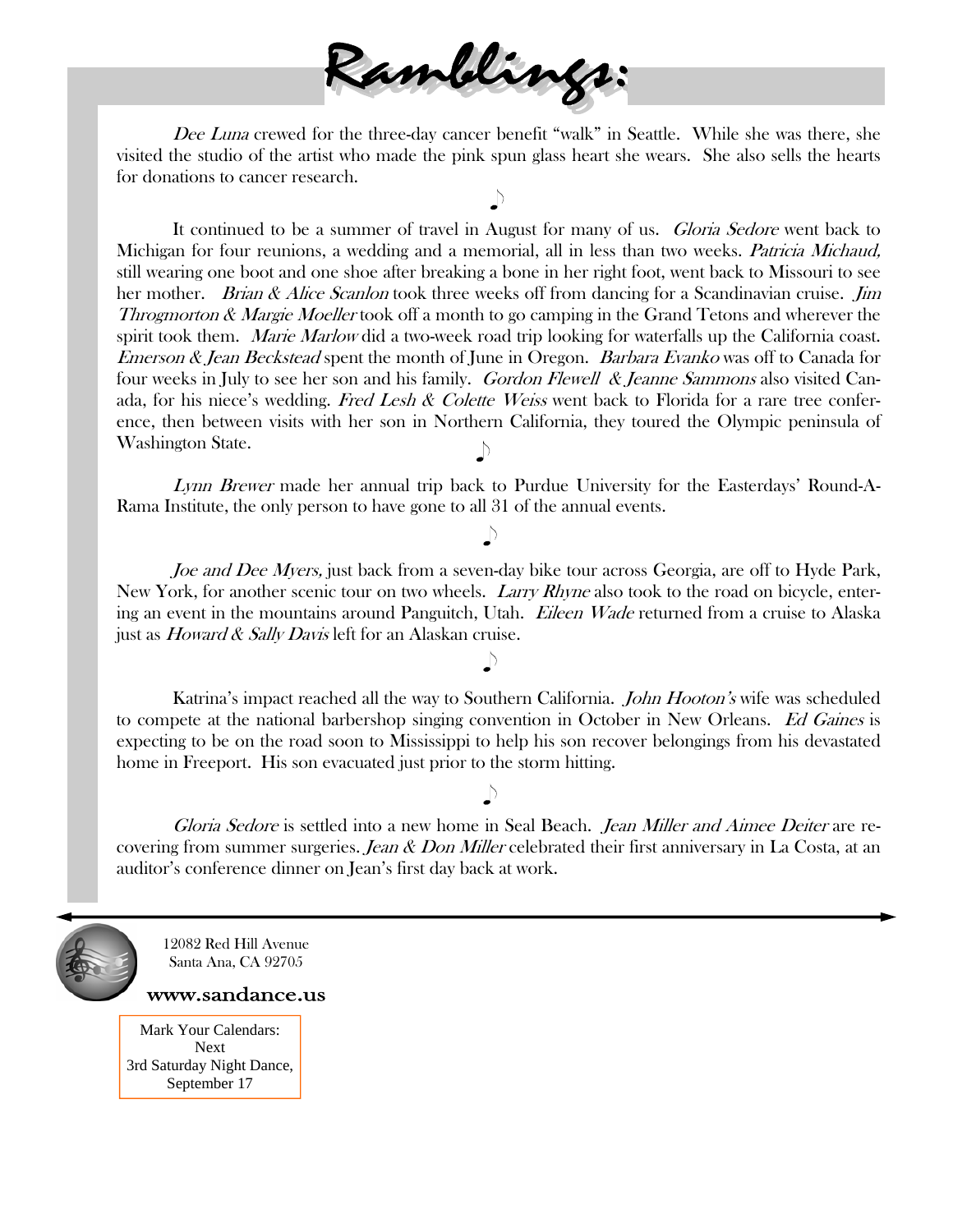# Ramblings:

*Dee Luna* crewed for the three-day cancer benefit "walk" in Seattle. While she was there, she visited the studio of the artist who made the pink spun glass heart she wears. She also sells the hearts for donations to cancer research.

♪

It continued to be a summer of travel in August for many of us. *Gloria Sedore* went back to Michigan for four reunions, a wedding and a memorial, all in less than two weeks. *Patricia Michaud,* still wearing one boot and one shoe after breaking a bone in her right foot, went back to Missouri to see her mother. *Brian & Alice Scanlon* took three weeks off from dancing for a Scandinavian cruise. *Jim Throgmorton & Margie Moeller* took off a month to go camping in the Grand Tetons and wherever the spirit took them. *Marie Marlow* did a two-week road trip looking for waterfalls up the California coast. *Emerson & Jean Beckstead* spent the month of June in Oregon. *Barbara Evanko* was off to Canada for four weeks in July to see her son and his family. *Gordon Flewell & Jeanne Sammons* also visited Canada, for his niece's wedding. *Fred Lesh & Colette Weiss* went back to Florida for a rare tree conference, then between visits with her son in Northern California, they toured the Olympic peninsula of Washington State.

♪

*Lynn Brewer* made her annual trip back to Purdue University for the Easterdays' Round-A-Rama Institute, the only person to have gone to all 31 of the annual events.

♪

*Joe and Dee Myers,* just back from a seven-day bike tour across Georgia, are off to Hyde Park, New York, for another scenic tour on two wheels. *Larry Rhyne* also took to the road on bicycle, entering an event in the mountains around Panguitch, Utah. *Eileen Wade* returned from a cruise to Alaska just as *Howard & Sally Davis* left for an Alaskan cruise.

♪

Katrina's impact reached all the way to Southern California. *John Hooton's* wife was scheduled to compete at the national barbershop singing convention in October in New Orleans. *Ed Gaines* is expecting to be on the road soon to Mississippi to help his son recover belongings from his devastated home in Freeport. His son evacuated just prior to the storm hitting.

♪

*Gloria Sedore* is settled into a new home in Seal Beach. *Jean Miller and Aimee Deiter* are recovering from summer surgeries. *Jean & Don Miller* celebrated their first anniversary in La Costa, at an auditor's conference dinner on Jean's first day back at work.

---

12082 Red Hill Avenue
Santa Ana, CA 92705

**www.sandance.us**

Mark Your Calendars:
Next
3rd Saturday Night Dance,
September 17